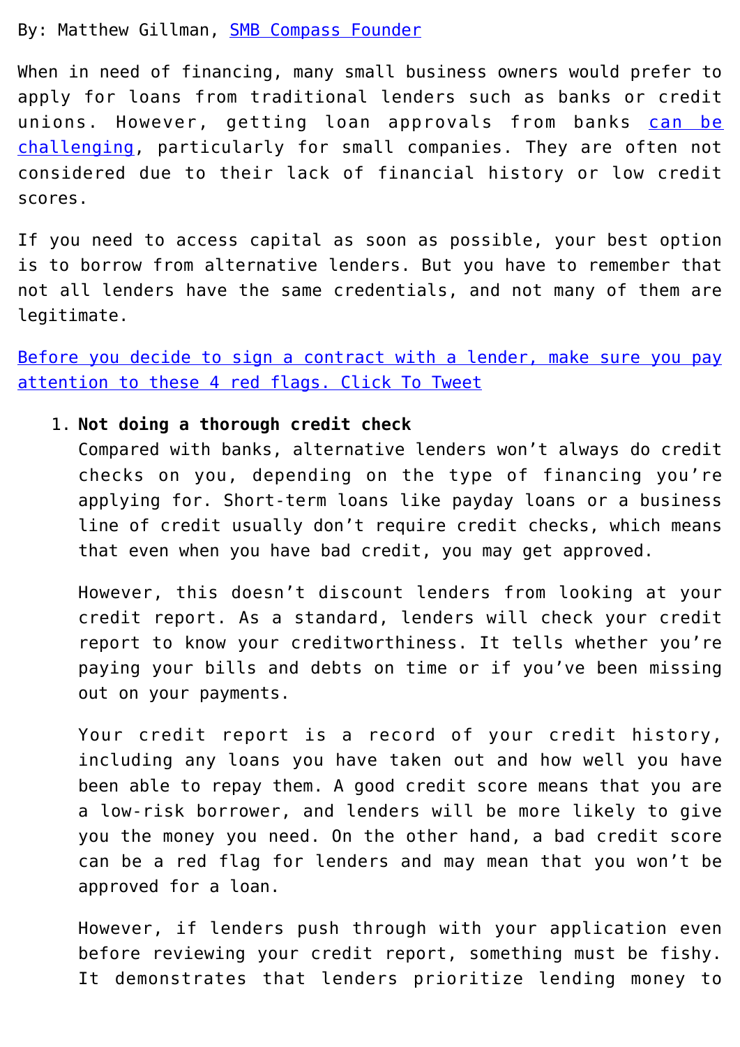By: Matthew Gillman, [SMB Compass Founder]

When in need of financing, many small business owners would prefer to apply for loans from traditional lenders such as banks or credit unions. However, getting loan approvals from banks [can be challenging], particularly for small companies. They are often not considered due to their lack of financial history or low credit scores.

If you need to access capital as soon as possible, your best option is to borrow from alternative lenders. But you have to remember that not all lenders have the same credentials, and not many of them are legitimate.

[Before you decide to sign a contract with a lender, make sure you pay attention to these 4 red flags. Click To Tweet]

1. **Not doing a thorough credit check**
   Compared with banks, alternative lenders won't always do credit checks on you, depending on the type of financing you're applying for. Short-term loans like payday loans or a business line of credit usually don't require credit checks, which means that even when you have bad credit, you may get approved.

   However, this doesn't discount lenders from looking at your credit report. As a standard, lenders will check your credit report to know your creditworthiness. It tells whether you're paying your bills and debts on time or if you've been missing out on your payments.

   Your credit report is a record of your credit history, including any loans you have taken out and how well you have been able to repay them. A good credit score means that you are a low-risk borrower, and lenders will be more likely to give you the money you need. On the other hand, a bad credit score can be a red flag for lenders and may mean that you won't be approved for a loan.

   However, if lenders push through with your application even before reviewing your credit report, something must be fishy. It demonstrates that lenders prioritize lending money to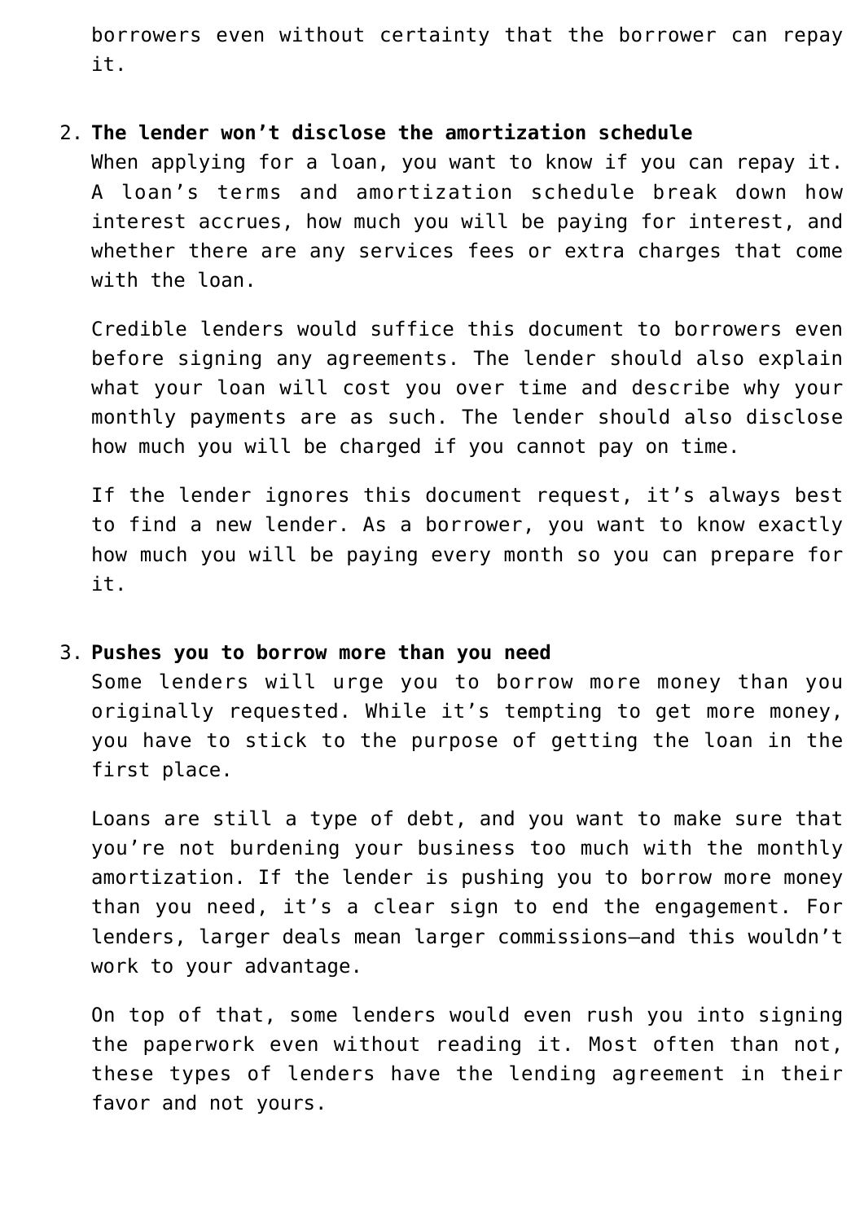borrowers even without certainty that the borrower can repay it.

2. **The lender won't disclose the amortization schedule**
   When applying for a loan, you want to know if you can repay it. A loan's terms and amortization schedule break down how interest accrues, how much you will be paying for interest, and whether there are any services fees or extra charges that come with the loan.

   Credible lenders would suffice this document to borrowers even before signing any agreements. The lender should also explain what your loan will cost you over time and describe why your monthly payments are as such. The lender should also disclose how much you will be charged if you cannot pay on time.

   If the lender ignores this document request, it's always best to find a new lender. As a borrower, you want to know exactly how much you will be paying every month so you can prepare for it.

3. **Pushes you to borrow more than you need**
   Some lenders will urge you to borrow more money than you originally requested. While it's tempting to get more money, you have to stick to the purpose of getting the loan in the first place.

   Loans are still a type of debt, and you want to make sure that you're not burdening your business too much with the monthly amortization. If the lender is pushing you to borrow more money than you need, it's a clear sign to end the engagement. For lenders, larger deals mean larger commissions—and this wouldn't work to your advantage.

   On top of that, some lenders would even rush you into signing the paperwork even without reading it. Most often than not, these types of lenders have the lending agreement in their favor and not yours.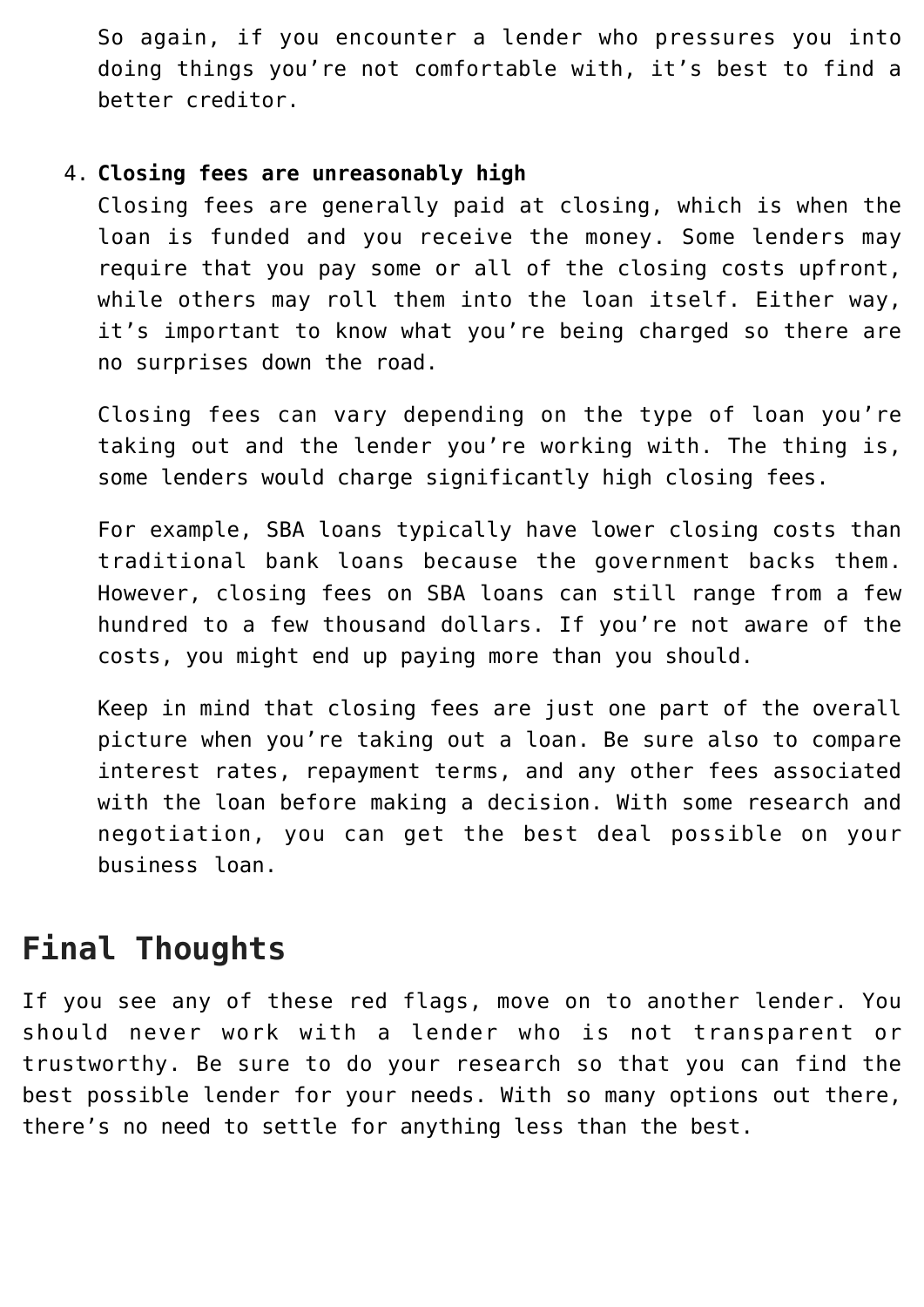So again, if you encounter a lender who pressures you into doing things you're not comfortable with, it's best to find a better creditor.

4. **Closing fees are unreasonably high**
   Closing fees are generally paid at closing, which is when the loan is funded and you receive the money. Some lenders may require that you pay some or all of the closing costs upfront, while others may roll them into the loan itself. Either way, it's important to know what you're being charged so there are no surprises down the road.

   Closing fees can vary depending on the type of loan you're taking out and the lender you're working with. The thing is, some lenders would charge significantly high closing fees.

   For example, SBA loans typically have lower closing costs than traditional bank loans because the government backs them. However, closing fees on SBA loans can still range from a few hundred to a few thousand dollars. If you're not aware of the costs, you might end up paying more than you should.

   Keep in mind that closing fees are just one part of the overall picture when you're taking out a loan. Be sure also to compare interest rates, repayment terms, and any other fees associated with the loan before making a decision. With some research and negotiation, you can get the best deal possible on your business loan.

## Final Thoughts

If you see any of these red flags, move on to another lender. You should never work with a lender who is not transparent or trustworthy. Be sure to do your research so that you can find the best possible lender for your needs. With so many options out there, there's no need to settle for anything less than the best.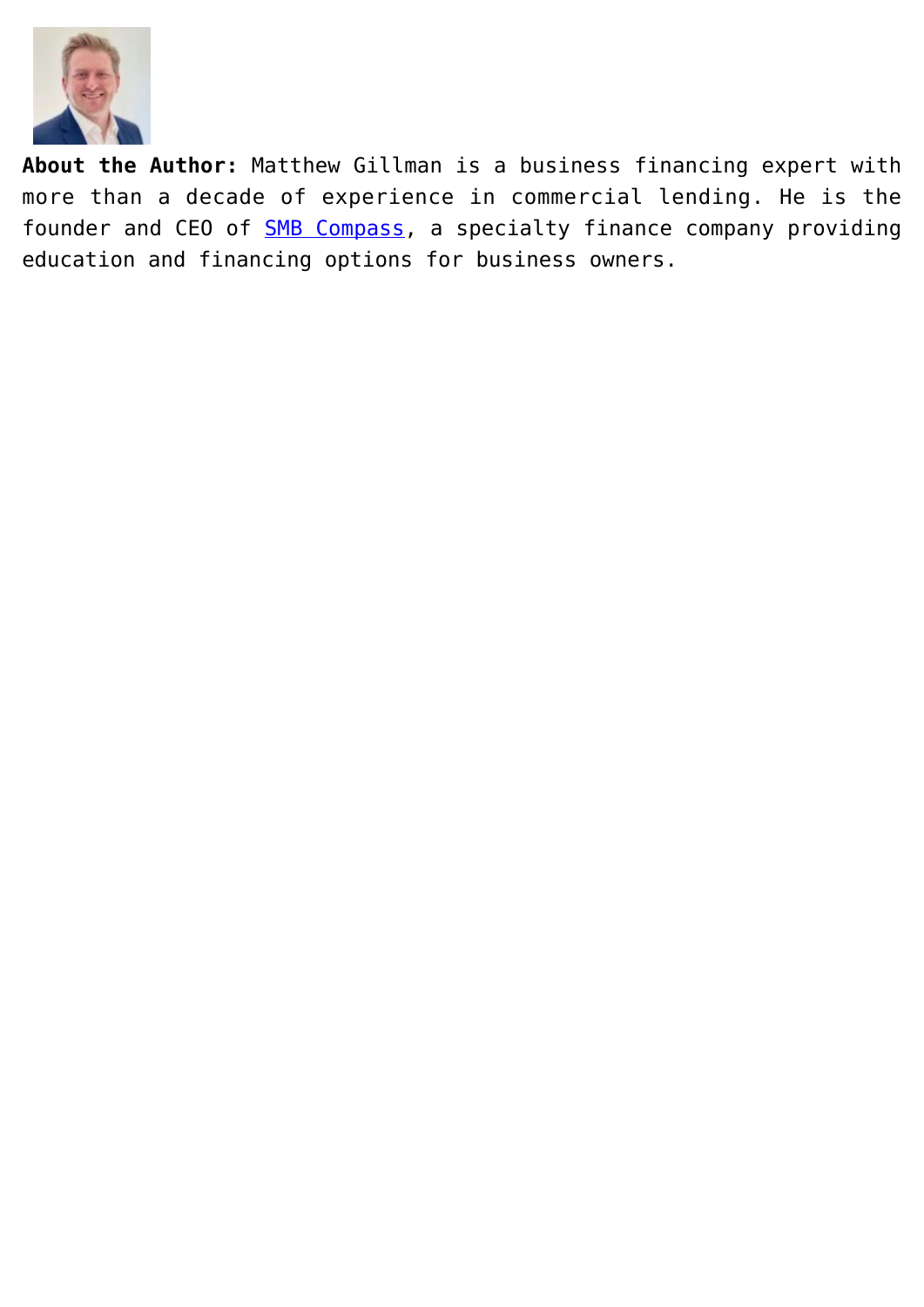**About the Author:** Matthew Gillman is a business financing expert with more than a decade of experience in commercial lending. He is the founder and CEO of SMB Compass, a specialty finance company providing education and financing options for business owners.